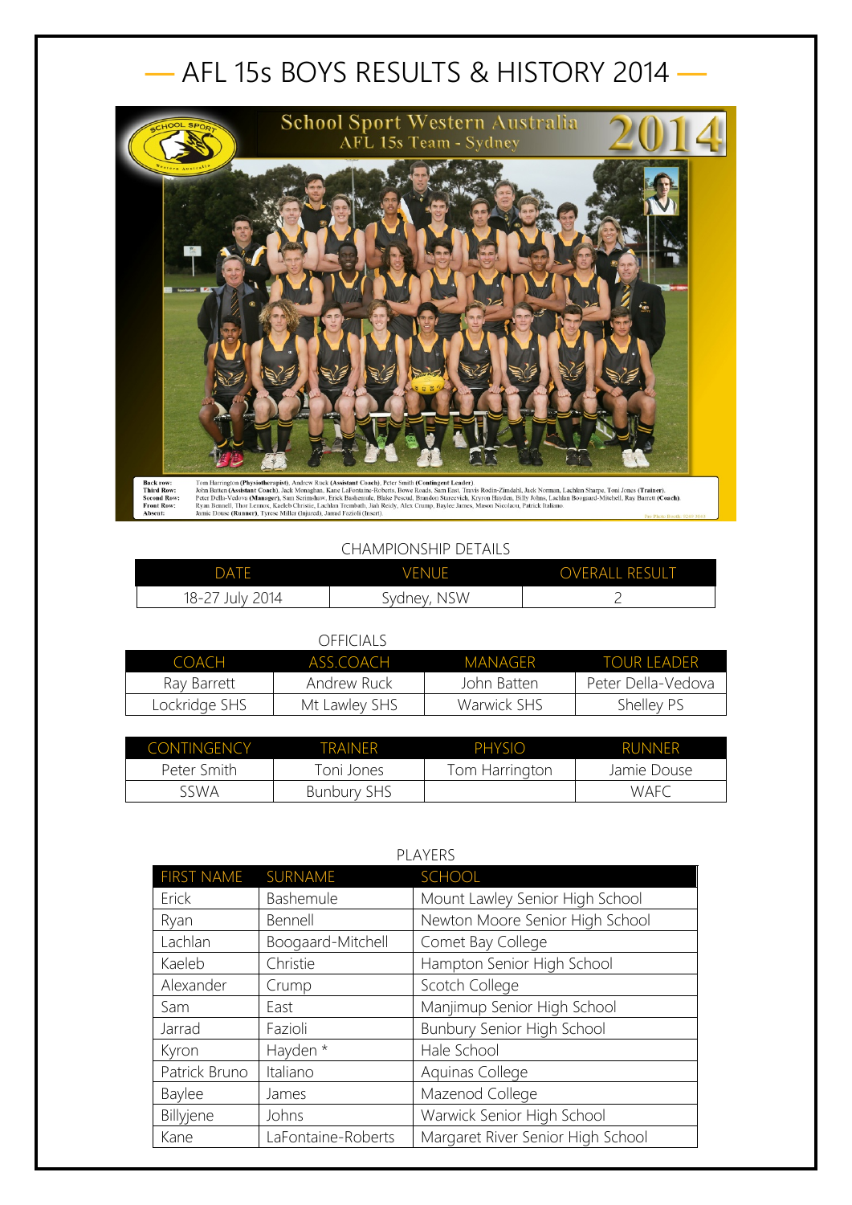# — AFL 15s BOYS RESULTS & HISTORY 2014 —

CHAMPIONSHIP DETAILS

| DATE | VENUE | OVERALL RESULT |
|---|---|---|
| 18-27 July 2014 | Sydney, NSW | 2 |

OFFICIALS

| COACH | ASS.COACH | MANAGER | TOUR LEADER |
|---|---|---|---|
| Ray Barrett | Andrew Ruck | John Batten | Peter Della-Vedova |
| Lockridge SHS | Mt Lawley SHS | Warwick SHS | Shelley PS |

| CONTINGENCY | TRAINER | PHYSIO | RUNNER |
|---|---|---|---|
| Peter Smith | Toni Jones | Tom Harrington | Jamie Douse |
| SSWA | Bunbury SHS | | WAFC |

PLAYERS

| FIRST NAME | SURNAME | SCHOOL |
|---|---|---|
| Erick | Bashemule | Mount Lawley Senior High School |
| Ryan | Bennell | Newton Moore Senior High School |
| Lachlan | Boogaard-Mitchell | Comet Bay College |
| Kaeleb | Christie | Hampton Senior High School |
| Alexander | Crump | Scotch College |
| Sam | East | Manjimup Senior High School |
| Jarrad | Fazioli | Bunbury Senior High School |
| Kyron | Hayden * | Hale School |
| Patrick Bruno | Italiano | Aquinas College |
| Baylee | James | Mazenod College |
| Billyjene | Johns | Warwick Senior High School |
| Kane | LaFontaine-Roberts | Margaret River Senior High School |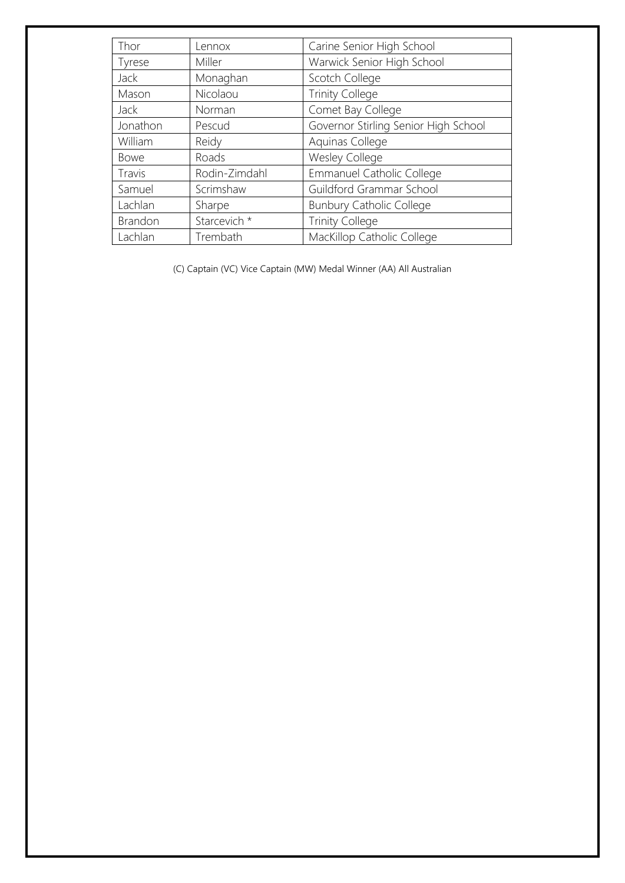| | | |
|---|---|---|
| Thor | Lennox | Carine Senior High School |
| Tyrese | Miller | Warwick Senior High School |
| Jack | Monaghan | Scotch College |
| Mason | Nicolaou | Trinity College |
| Jack | Norman | Comet Bay College |
| Jonathon | Pescud | Governor Stirling Senior High School |
| William | Reidy | Aquinas College |
| Bowe | Roads | Wesley College |
| Travis | Rodin-Zimdahl | Emmanuel Catholic College |
| Samuel | Scrimshaw | Guildford Grammar School |
| Lachlan | Sharpe | Bunbury Catholic College |
| Brandon | Starcevich * | Trinity College |
| Lachlan | Trembath | MacKillop Catholic College |

(C) Captain (VC) Vice Captain (MW) Medal Winner (AA) All Australian